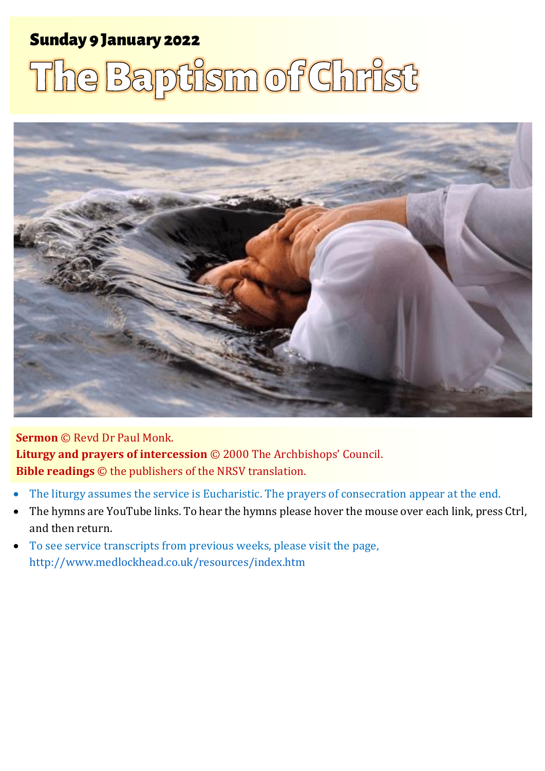**Sunday 9 January 2022**

# The Baptism of Christ

**Sermon** © Revd Dr Paul Monk.
**Liturgy and prayers of intercession** © 2000 The Archbishops' Council.
**Bible readings** © the publishers of the NRSV translation.

- The liturgy assumes the service is Eucharistic. The prayers of consecration appear at the end.
- The hymns are YouTube links. To hear the hymns please hover the mouse over each link, press Ctrl, and then return.
- To see service transcripts from previous weeks, please visit the page, http://www.medlockhead.co.uk/resources/index.htm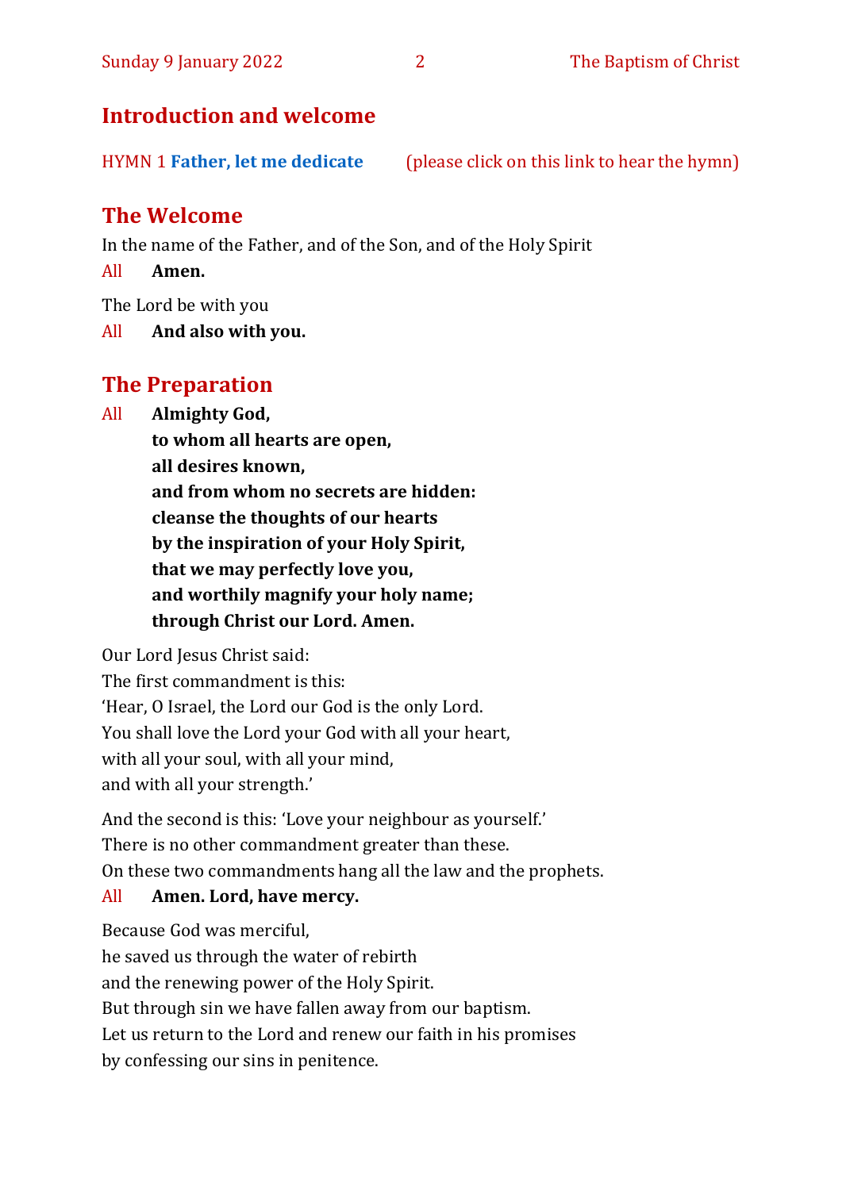## Introduction and welcome

HYMN 1 **Father, let me dedicate** (please click on this link to hear the hymn)

## The Welcome

In the name of the Father, and of the Son, and of the Holy Spirit

All **Amen.**

The Lord be with you

All **And also with you.**

## The Preparation

All **Almighty God,**
**to whom all hearts are open,**
**all desires known,**
**and from whom no secrets are hidden:**
**cleanse the thoughts of our hearts**
**by the inspiration of your Holy Spirit,**
**that we may perfectly love you,**
**and worthily magnify your holy name;**
**through Christ our Lord. Amen.**

Our Lord Jesus Christ said:
The first commandment is this:
'Hear, O Israel, the Lord our God is the only Lord.
You shall love the Lord your God with all your heart,
with all your soul, with all your mind,
and with all your strength.'

And the second is this: 'Love your neighbour as yourself.'
There is no other commandment greater than these.
On these two commandments hang all the law and the prophets.

All **Amen. Lord, have mercy.**

Because God was merciful,
he saved us through the water of rebirth
and the renewing power of the Holy Spirit.
But through sin we have fallen away from our baptism.
Let us return to the Lord and renew our faith in his promises
by confessing our sins in penitence.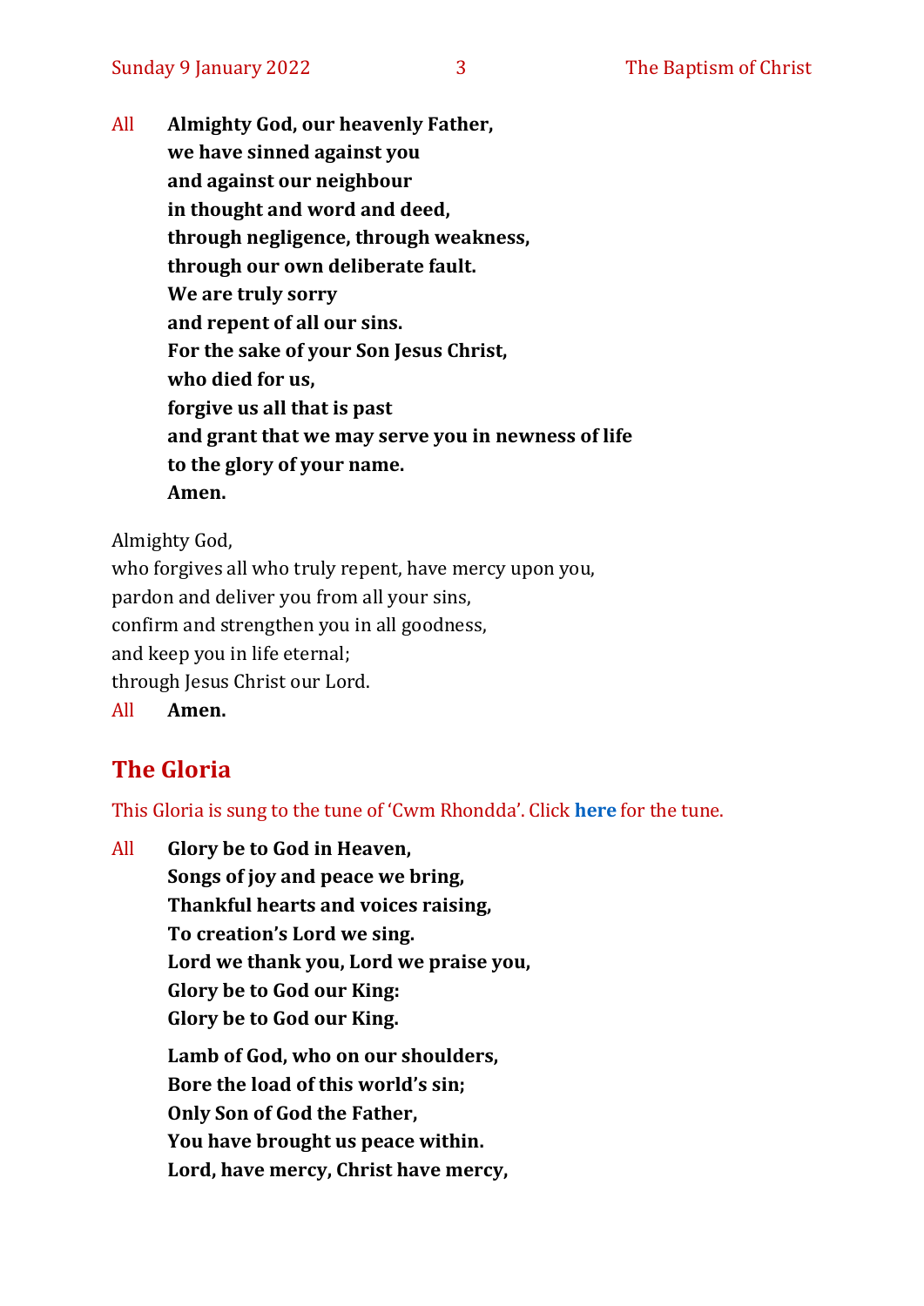All **Almighty God, our heavenly Father,**
**we have sinned against you**
**and against our neighbour**
**in thought and word and deed,**
**through negligence, through weakness,**
**through our own deliberate fault.**
**We are truly sorry**
**and repent of all our sins.**
**For the sake of your Son Jesus Christ,**
**who died for us,**
**forgive us all that is past**
**and grant that we may serve you in newness of life**
**to the glory of your name.**
**Amen.**

Almighty God,
who forgives all who truly repent, have mercy upon you,
pardon and deliver you from all your sins,
confirm and strengthen you in all goodness,
and keep you in life eternal;
through Jesus Christ our Lord.
All **Amen.**

## The Gloria

This Gloria is sung to the tune of 'Cwm Rhondda'. Click **here** for the tune.

All **Glory be to God in Heaven,**
**Songs of joy and peace we bring,**
**Thankful hearts and voices raising,**
**To creation's Lord we sing.**
**Lord we thank you, Lord we praise you,**
**Glory be to God our King:**
**Glory be to God our King.**

**Lamb of God, who on our shoulders,**
**Bore the load of this world's sin;**
**Only Son of God the Father,**
**You have brought us peace within.**
**Lord, have mercy, Christ have mercy,**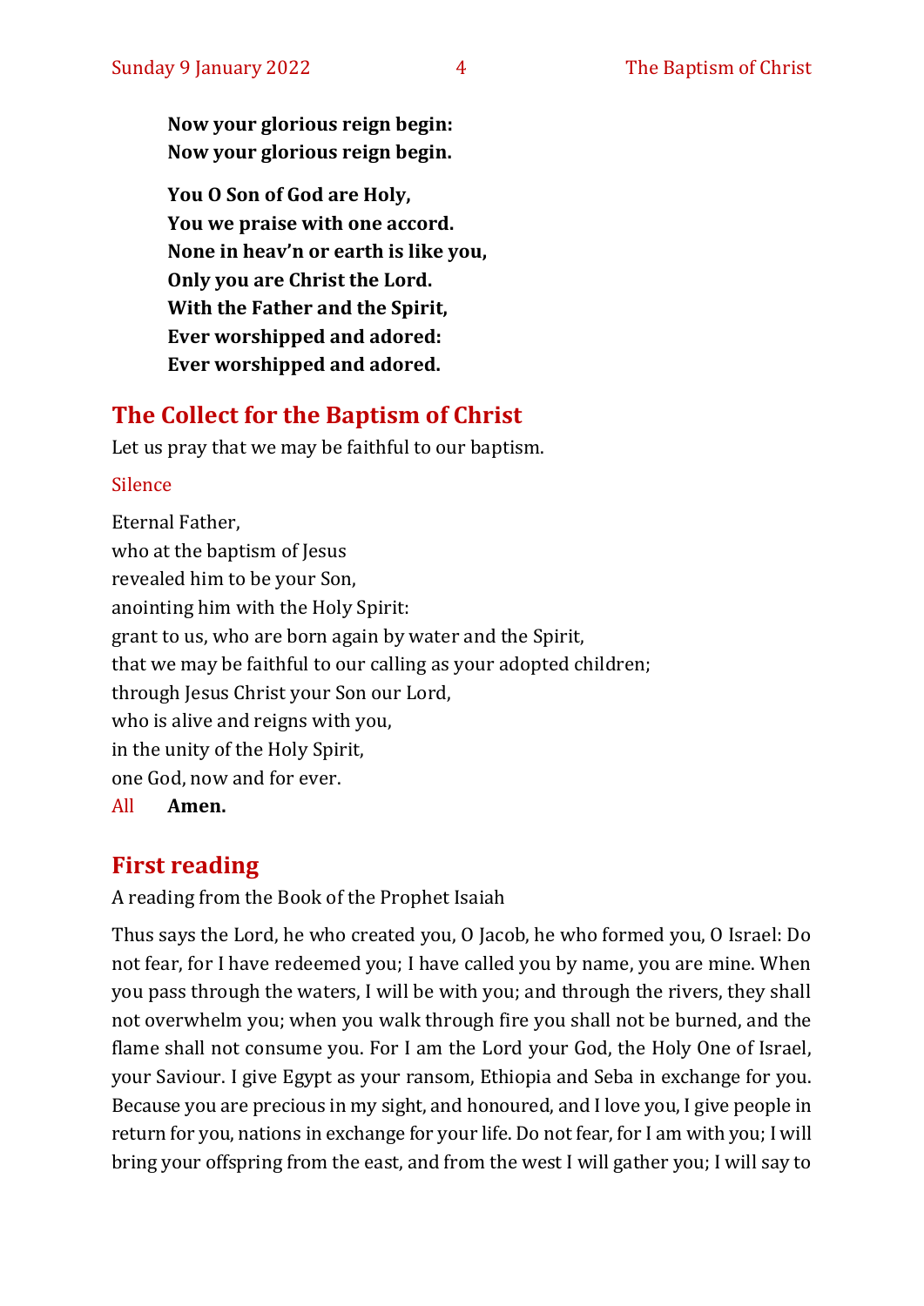**Now your glorious reign begin:**
**Now your glorious reign begin.**

**You O Son of God are Holy,**
**You we praise with one accord.**
**None in heav'n or earth is like you,**
**Only you are Christ the Lord.**
**With the Father and the Spirit,**
**Ever worshipped and adored:**
**Ever worshipped and adored.**

## The Collect for the Baptism of Christ

Let us pray that we may be faithful to our baptism.

Silence

Eternal Father,
who at the baptism of Jesus
revealed him to be your Son,
anointing him with the Holy Spirit:
grant to us, who are born again by water and the Spirit,
that we may be faithful to our calling as your adopted children;
through Jesus Christ your Son our Lord,
who is alive and reigns with you,
in the unity of the Holy Spirit,
one God, now and for ever.

All **Amen.**

## First reading

A reading from the Book of the Prophet Isaiah

Thus says the Lord, he who created you, O Jacob, he who formed you, O Israel: Do not fear, for I have redeemed you; I have called you by name, you are mine. When you pass through the waters, I will be with you; and through the rivers, they shall not overwhelm you; when you walk through fire you shall not be burned, and the flame shall not consume you. For I am the Lord your God, the Holy One of Israel, your Saviour. I give Egypt as your ransom, Ethiopia and Seba in exchange for you. Because you are precious in my sight, and honoured, and I love you, I give people in return for you, nations in exchange for your life. Do not fear, for I am with you; I will bring your offspring from the east, and from the west I will gather you; I will say to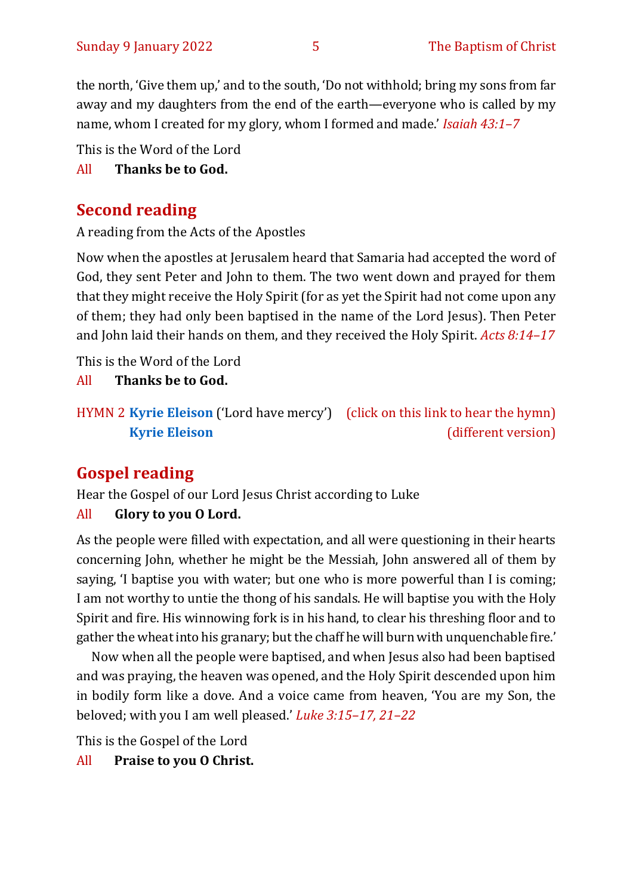the north, 'Give them up,' and to the south, 'Do not withhold; bring my sons from far away and my daughters from the end of the earth—everyone who is called by my name, whom I created for my glory, whom I formed and made.' *Isaiah 43:1–7*

This is the Word of the Lord

All **Thanks be to God.**

## Second reading

A reading from the Acts of the Apostles

Now when the apostles at Jerusalem heard that Samaria had accepted the word of God, they sent Peter and John to them. The two went down and prayed for them that they might receive the Holy Spirit (for as yet the Spirit had not come upon any of them; they had only been baptised in the name of the Lord Jesus). Then Peter and John laid their hands on them, and they received the Holy Spirit. *Acts 8:14–17*

This is the Word of the Lord

All **Thanks be to God.**

HYMN 2 **Kyrie Eleison** ('Lord have mercy') (click on this link to hear the hymn)
**Kyrie Eleison** (different version)

## Gospel reading

Hear the Gospel of our Lord Jesus Christ according to Luke

All **Glory to you O Lord.**

As the people were filled with expectation, and all were questioning in their hearts concerning John, whether he might be the Messiah, John answered all of them by saying, 'I baptise you with water; but one who is more powerful than I is coming; I am not worthy to untie the thong of his sandals. He will baptise you with the Holy Spirit and fire. His winnowing fork is in his hand, to clear his threshing floor and to gather the wheat into his granary; but the chaff he will burn with unquenchable fire.'

Now when all the people were baptised, and when Jesus also had been baptised and was praying, the heaven was opened, and the Holy Spirit descended upon him in bodily form like a dove. And a voice came from heaven, 'You are my Son, the beloved; with you I am well pleased.' *Luke 3:15–17, 21–22*

This is the Gospel of the Lord

All **Praise to you O Christ.**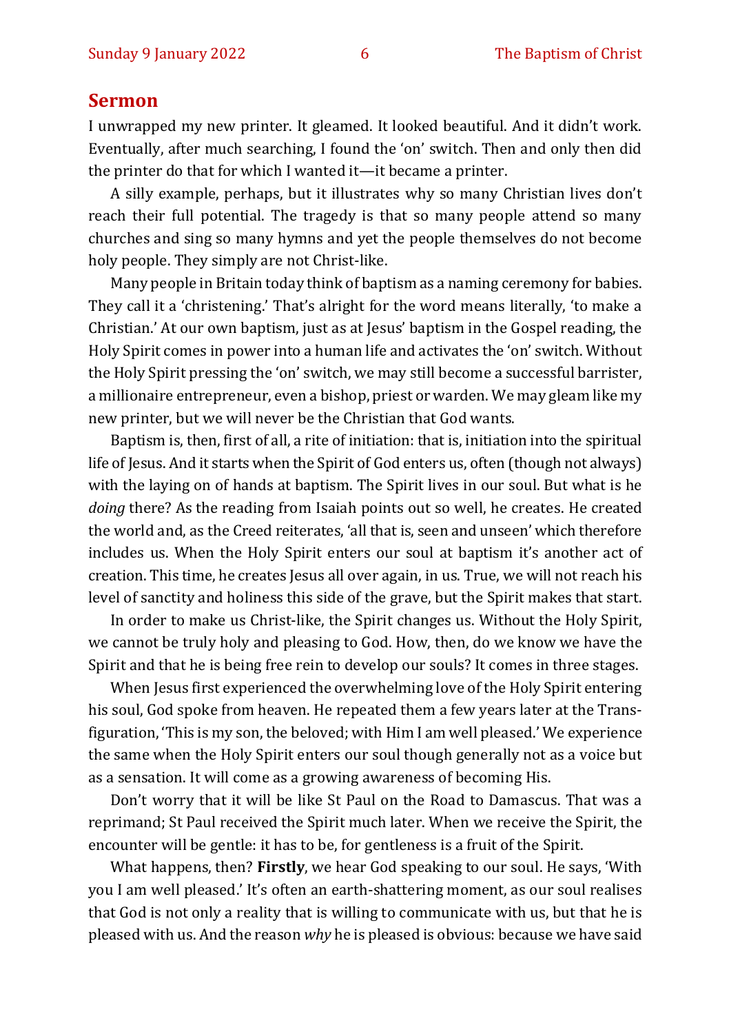## Sermon

I unwrapped my new printer. It gleamed. It looked beautiful. And it didn't work. Eventually, after much searching, I found the 'on' switch. Then and only then did the printer do that for which I wanted it—it became a printer.

A silly example, perhaps, but it illustrates why so many Christian lives don't reach their full potential. The tragedy is that so many people attend so many churches and sing so many hymns and yet the people themselves do not become holy people. They simply are not Christ-like.

Many people in Britain today think of baptism as a naming ceremony for babies. They call it a 'christening.' That's alright for the word means literally, 'to make a Christian.' At our own baptism, just as at Jesus' baptism in the Gospel reading, the Holy Spirit comes in power into a human life and activates the 'on' switch. Without the Holy Spirit pressing the 'on' switch, we may still become a successful barrister, a millionaire entrepreneur, even a bishop, priest or warden. We may gleam like my new printer, but we will never be the Christian that God wants.

Baptism is, then, first of all, a rite of initiation: that is, initiation into the spiritual life of Jesus. And it starts when the Spirit of God enters us, often (though not always) with the laying on of hands at baptism. The Spirit lives in our soul. But what is he *doing* there? As the reading from Isaiah points out so well, he creates. He created the world and, as the Creed reiterates, 'all that is, seen and unseen' which therefore includes us. When the Holy Spirit enters our soul at baptism it's another act of creation. This time, he creates Jesus all over again, in us. True, we will not reach his level of sanctity and holiness this side of the grave, but the Spirit makes that start.

In order to make us Christ-like, the Spirit changes us. Without the Holy Spirit, we cannot be truly holy and pleasing to God. How, then, do we know we have the Spirit and that he is being free rein to develop our souls? It comes in three stages.

When Jesus first experienced the overwhelming love of the Holy Spirit entering his soul, God spoke from heaven. He repeated them a few years later at the Transfiguration, 'This is my son, the beloved; with Him I am well pleased.' We experience the same when the Holy Spirit enters our soul though generally not as a voice but as a sensation. It will come as a growing awareness of becoming His.

Don't worry that it will be like St Paul on the Road to Damascus. That was a reprimand; St Paul received the Spirit much later. When we receive the Spirit, the encounter will be gentle: it has to be, for gentleness is a fruit of the Spirit.

What happens, then? **Firstly**, we hear God speaking to our soul. He says, 'With you I am well pleased.' It's often an earth-shattering moment, as our soul realises that God is not only a reality that is willing to communicate with us, but that he is pleased with us. And the reason *why* he is pleased is obvious: because we have said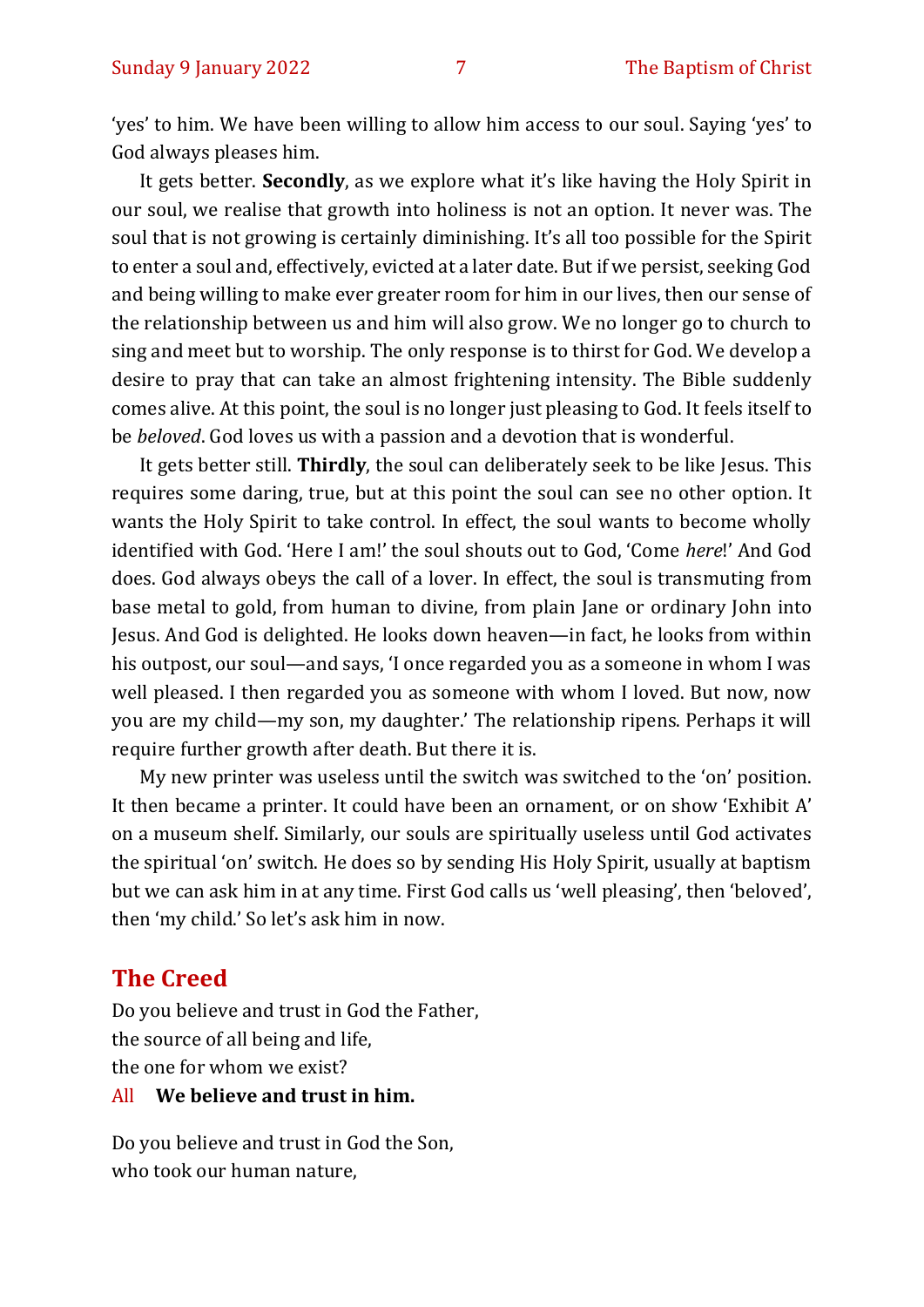'yes' to him. We have been willing to allow him access to our soul. Saying 'yes' to God always pleases him.

It gets better. **Secondly**, as we explore what it's like having the Holy Spirit in our soul, we realise that growth into holiness is not an option. It never was. The soul that is not growing is certainly diminishing. It's all too possible for the Spirit to enter a soul and, effectively, evicted at a later date. But if we persist, seeking God and being willing to make ever greater room for him in our lives, then our sense of the relationship between us and him will also grow. We no longer go to church to sing and meet but to worship. The only response is to thirst for God. We develop a desire to pray that can take an almost frightening intensity. The Bible suddenly comes alive. At this point, the soul is no longer just pleasing to God. It feels itself to be *beloved*. God loves us with a passion and a devotion that is wonderful.

It gets better still. **Thirdly**, the soul can deliberately seek to be like Jesus. This requires some daring, true, but at this point the soul can see no other option. It wants the Holy Spirit to take control. In effect, the soul wants to become wholly identified with God. 'Here I am!' the soul shouts out to God, 'Come *here*!' And God does. God always obeys the call of a lover. In effect, the soul is transmuting from base metal to gold, from human to divine, from plain Jane or ordinary John into Jesus. And God is delighted. He looks down heaven—in fact, he looks from within his outpost, our soul—and says, 'I once regarded you as a someone in whom I was well pleased. I then regarded you as someone with whom I loved. But now, now you are my child—my son, my daughter.' The relationship ripens. Perhaps it will require further growth after death. But there it is.

My new printer was useless until the switch was switched to the 'on' position. It then became a printer. It could have been an ornament, or on show 'Exhibit A' on a museum shelf. Similarly, our souls are spiritually useless until God activates the spiritual 'on' switch. He does so by sending His Holy Spirit, usually at baptism but we can ask him in at any time. First God calls us 'well pleasing', then 'beloved', then 'my child.' So let's ask him in now.

## The Creed

Do you believe and trust in God the Father,
the source of all being and life,
the one for whom we exist?

All **We believe and trust in him.**

Do you believe and trust in God the Son,
who took our human nature,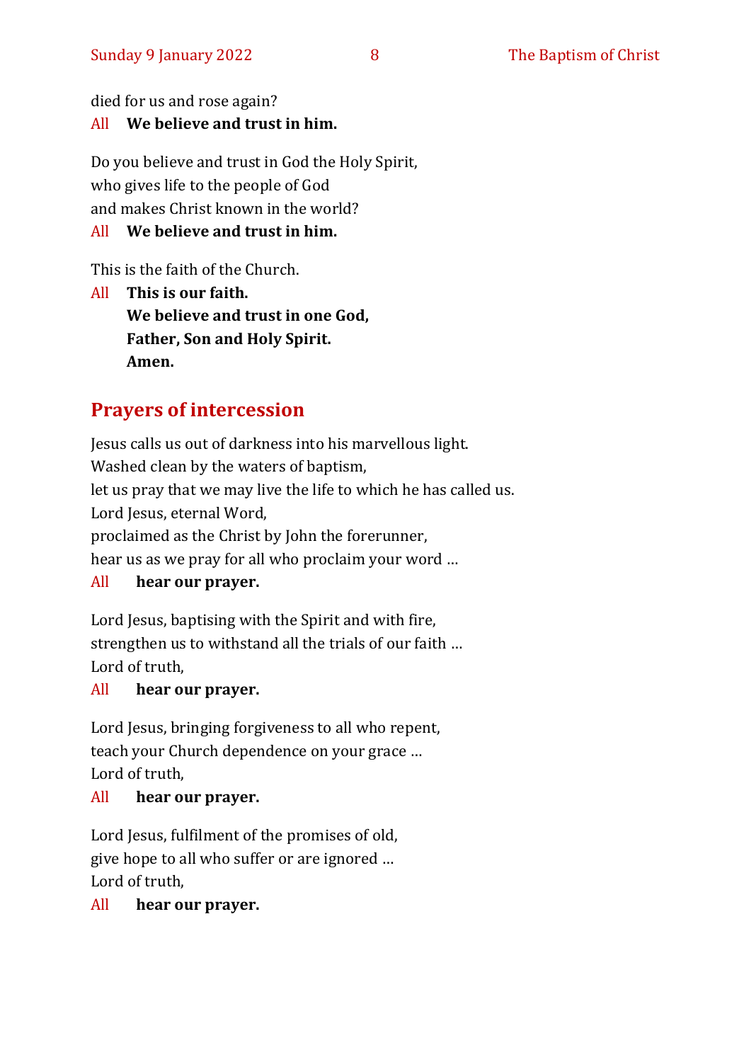died for us and rose again?

All **We believe and trust in him.**

Do you believe and trust in God the Holy Spirit,
who gives life to the people of God
and makes Christ known in the world?

All **We believe and trust in him.**

This is the faith of the Church.

All **This is our faith.**
**We believe and trust in one God,**
**Father, Son and Holy Spirit.**
**Amen.**

## Prayers of intercession

Jesus calls us out of darkness into his marvellous light.
Washed clean by the waters of baptism,
let us pray that we may live the life to which he has called us.
Lord Jesus, eternal Word,
proclaimed as the Christ by John the forerunner,
hear us as we pray for all who proclaim your word …

All **hear our prayer.**

Lord Jesus, baptising with the Spirit and with fire,
strengthen us to withstand all the trials of our faith …
Lord of truth,

All **hear our prayer.**

Lord Jesus, bringing forgiveness to all who repent,
teach your Church dependence on your grace …
Lord of truth,

All **hear our prayer.**

Lord Jesus, fulfilment of the promises of old,
give hope to all who suffer or are ignored …
Lord of truth,

All **hear our prayer.**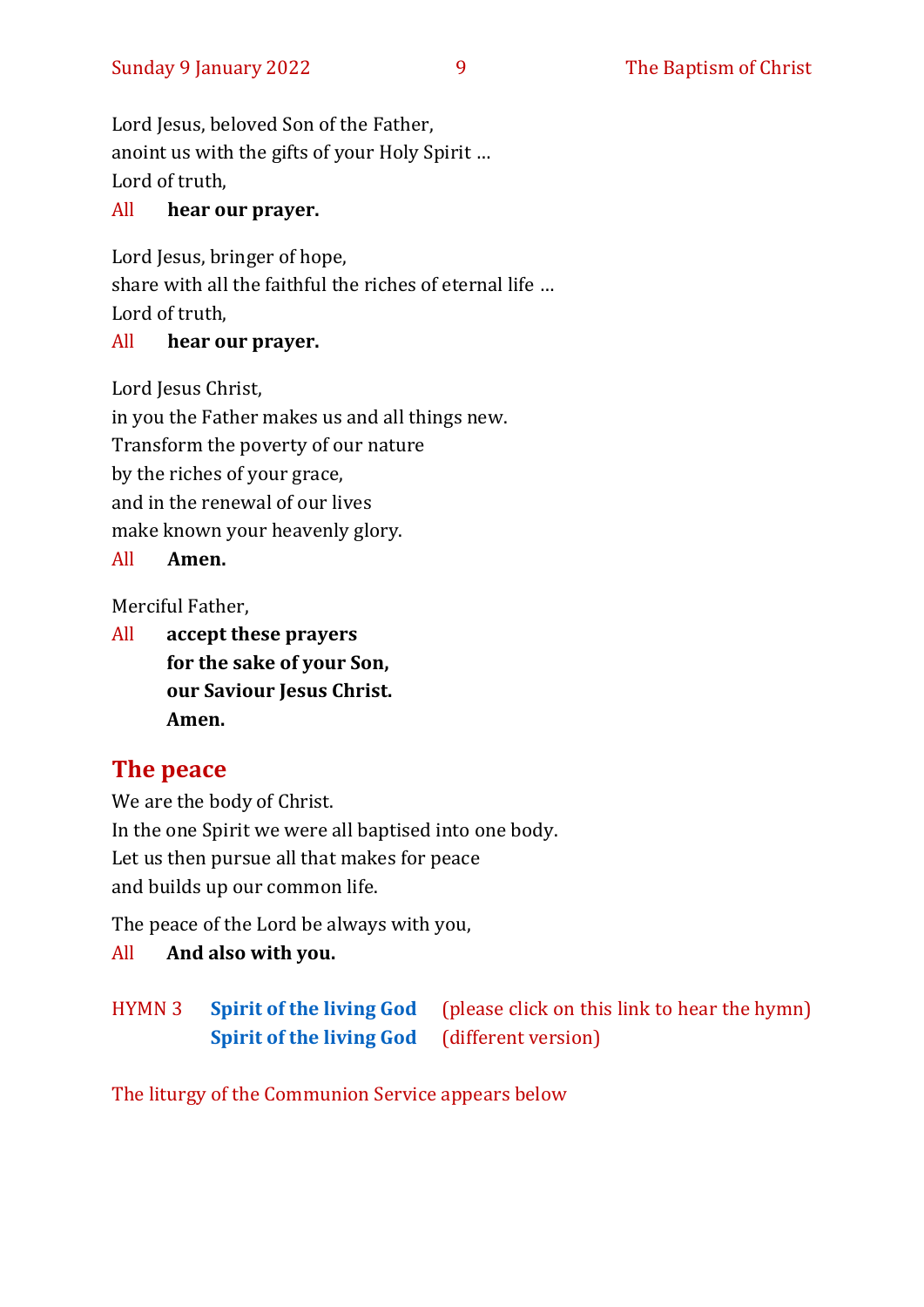Lord Jesus, beloved Son of the Father,
anoint us with the gifts of your Holy Spirit …
Lord of truth,

All **hear our prayer.**

Lord Jesus, bringer of hope,
share with all the faithful the riches of eternal life …
Lord of truth,

All **hear our prayer.**

Lord Jesus Christ,
in you the Father makes us and all things new.
Transform the poverty of our nature
by the riches of your grace,
and in the renewal of our lives
make known your heavenly glory.

All **Amen.**

Merciful Father,

All **accept these prayers**
**for the sake of your Son,**
**our Saviour Jesus Christ.**
**Amen.**

## The peace

We are the body of Christ.
In the one Spirit we were all baptised into one body.
Let us then pursue all that makes for peace
and builds up our common life.

The peace of the Lord be always with you,

All **And also with you.**

HYMN 3 **Spirit of the living God** (please click on this link to hear the hymn)
**Spirit of the living God** (different version)

The liturgy of the Communion Service appears below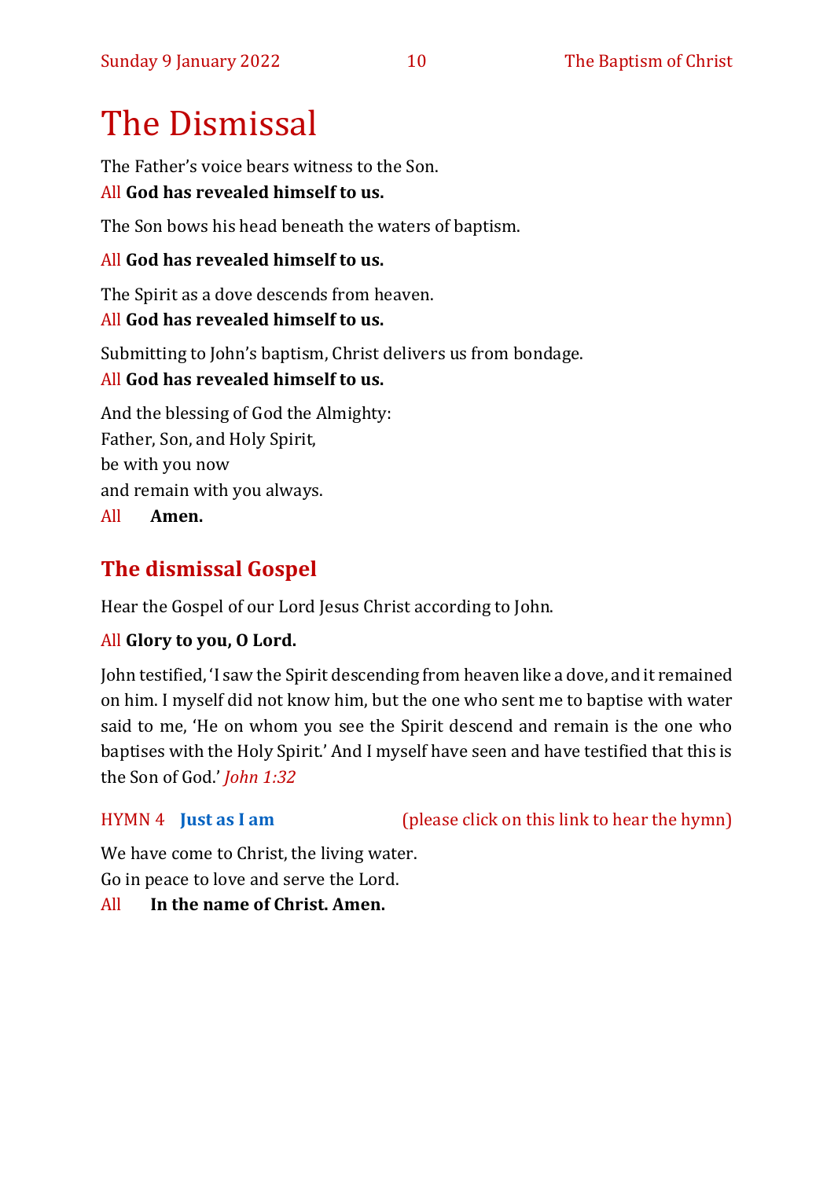# The Dismissal

The Father's voice bears witness to the Son.
All **God has revealed himself to us.**

The Son bows his head beneath the waters of baptism.

All **God has revealed himself to us.**

The Spirit as a dove descends from heaven.
All **God has revealed himself to us.**

Submitting to John's baptism, Christ delivers us from bondage.
All **God has revealed himself to us.**

And the blessing of God the Almighty:
Father, Son, and Holy Spirit,
be with you now
and remain with you always.
All **Amen.**

## The dismissal Gospel

Hear the Gospel of our Lord Jesus Christ according to John.

All **Glory to you, O Lord.**

John testified, 'I saw the Spirit descending from heaven like a dove, and it remained on him. I myself did not know him, but the one who sent me to baptise with water said to me, 'He on whom you see the Spirit descend and remain is the one who baptises with the Holy Spirit.' And I myself have seen and have testified that this is the Son of God.' *John 1:32*

HYMN 4 **Just as I am** (please click on this link to hear the hymn)

We have come to Christ, the living water.
Go in peace to love and serve the Lord.
All **In the name of Christ. Amen.**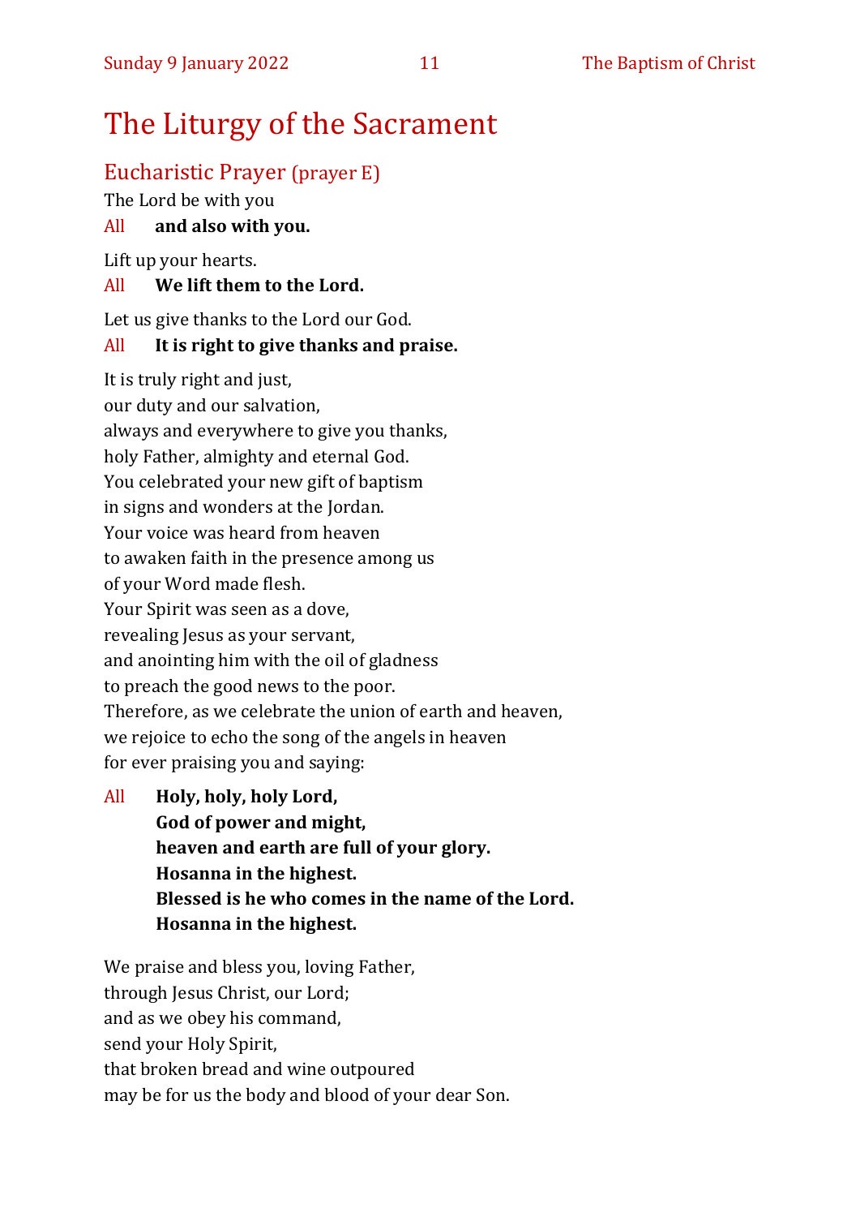# The Liturgy of the Sacrament

## Eucharistic Prayer (prayer E)

The Lord be with you

All **and also with you.**

Lift up your hearts.

All **We lift them to the Lord.**

Let us give thanks to the Lord our God.

All **It is right to give thanks and praise.**

It is truly right and just,
our duty and our salvation,
always and everywhere to give you thanks,
holy Father, almighty and eternal God.
You celebrated your new gift of baptism
in signs and wonders at the Jordan.
Your voice was heard from heaven
to awaken faith in the presence among us
of your Word made flesh.
Your Spirit was seen as a dove,
revealing Jesus as your servant,
and anointing him with the oil of gladness
to preach the good news to the poor.
Therefore, as we celebrate the union of earth and heaven,
we rejoice to echo the song of the angels in heaven
for ever praising you and saying:

All **Holy, holy, holy Lord,**
**God of power and might,**
**heaven and earth are full of your glory.**
**Hosanna in the highest.**
**Blessed is he who comes in the name of the Lord.**
**Hosanna in the highest.**

We praise and bless you, loving Father,
through Jesus Christ, our Lord;
and as we obey his command,
send your Holy Spirit,
that broken bread and wine outpoured
may be for us the body and blood of your dear Son.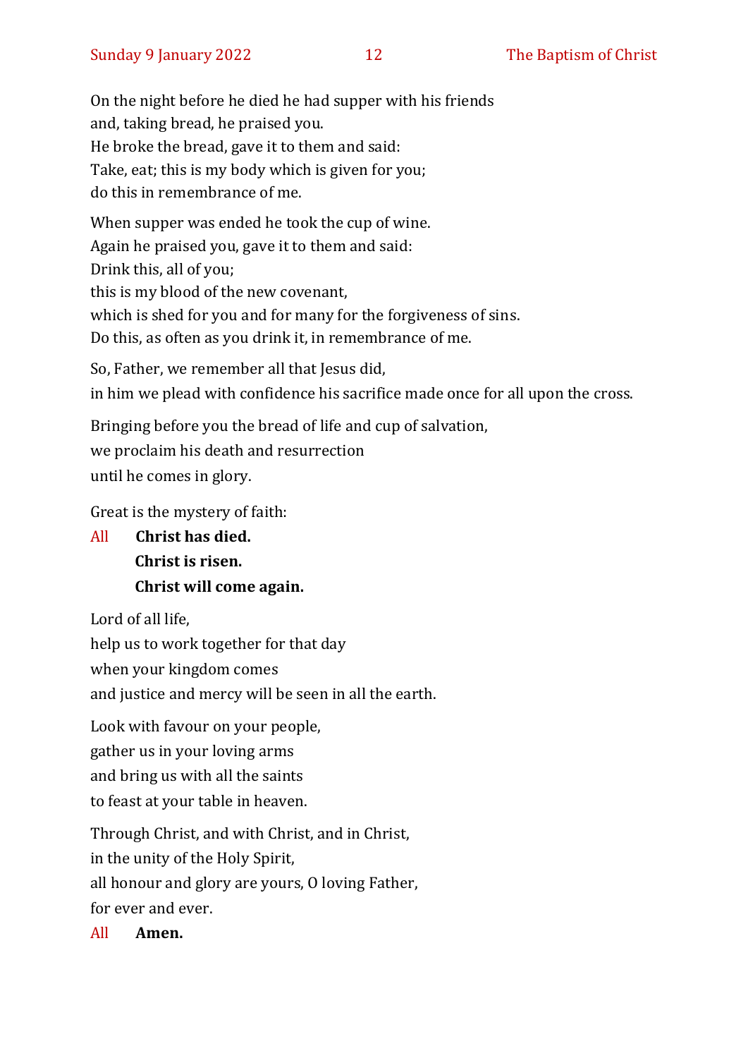On the night before he died he had supper with his friends
and, taking bread, he praised you.
He broke the bread, gave it to them and said:
Take, eat; this is my body which is given for you;
do this in remembrance of me.

When supper was ended he took the cup of wine.
Again he praised you, gave it to them and said:
Drink this, all of you;
this is my blood of the new covenant,
which is shed for you and for many for the forgiveness of sins.
Do this, as often as you drink it, in remembrance of me.

So, Father, we remember all that Jesus did,
in him we plead with confidence his sacrifice made once for all upon the cross.

Bringing before you the bread of life and cup of salvation,
we proclaim his death and resurrection
until he comes in glory.

Great is the mystery of faith:

All **Christ has died.**
**Christ is risen.**
**Christ will come again.**

Lord of all life,
help us to work together for that day
when your kingdom comes
and justice and mercy will be seen in all the earth.

Look with favour on your people,
gather us in your loving arms
and bring us with all the saints
to feast at your table in heaven.

Through Christ, and with Christ, and in Christ,
in the unity of the Holy Spirit,
all honour and glory are yours, O loving Father,
for ever and ever.

All **Amen.**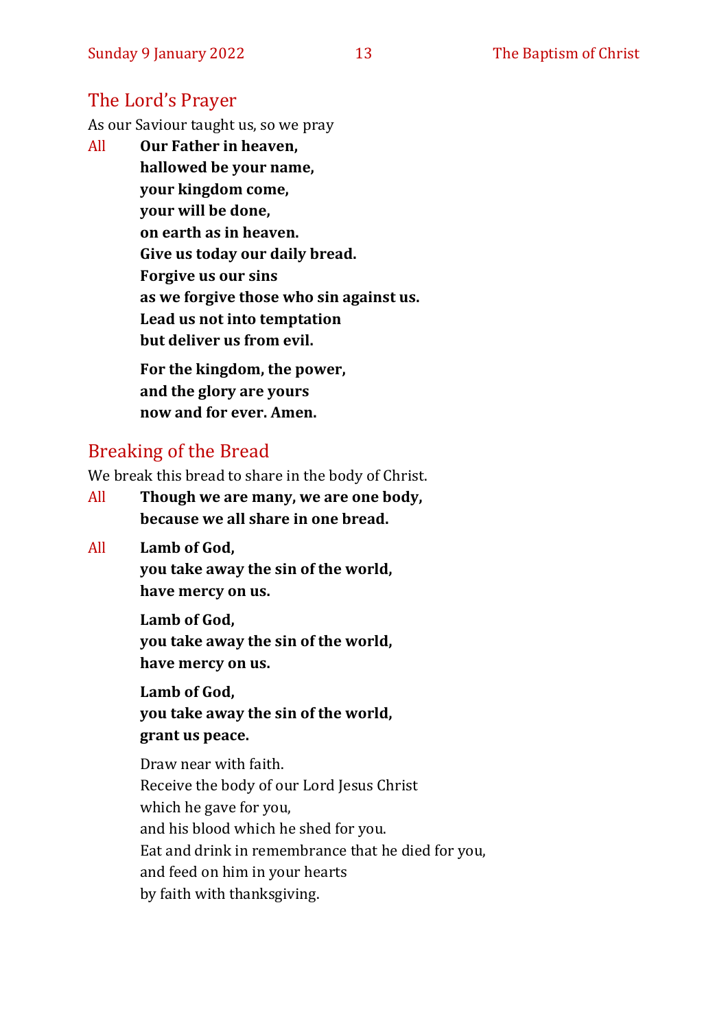## The Lord's Prayer

As our Saviour taught us, so we pray

All **Our Father in heaven,**
**hallowed be your name,**
**your kingdom come,**
**your will be done,**
**on earth as in heaven.**
**Give us today our daily bread.**
**Forgive us our sins**
**as we forgive those who sin against us.**
**Lead us not into temptation**
**but deliver us from evil.**

**For the kingdom, the power,**
**and the glory are yours**
**now and for ever. Amen.**

## Breaking of the Bread

We break this bread to share in the body of Christ.

All **Though we are many, we are one body,**
**because we all share in one bread.**

All **Lamb of God,**
**you take away the sin of the world,**
**have mercy on us.**

**Lamb of God,**
**you take away the sin of the world,**
**have mercy on us.**

**Lamb of God,**
**you take away the sin of the world,**
**grant us peace.**

Draw near with faith.
Receive the body of our Lord Jesus Christ
which he gave for you,
and his blood which he shed for you.
Eat and drink in remembrance that he died for you,
and feed on him in your hearts
by faith with thanksgiving.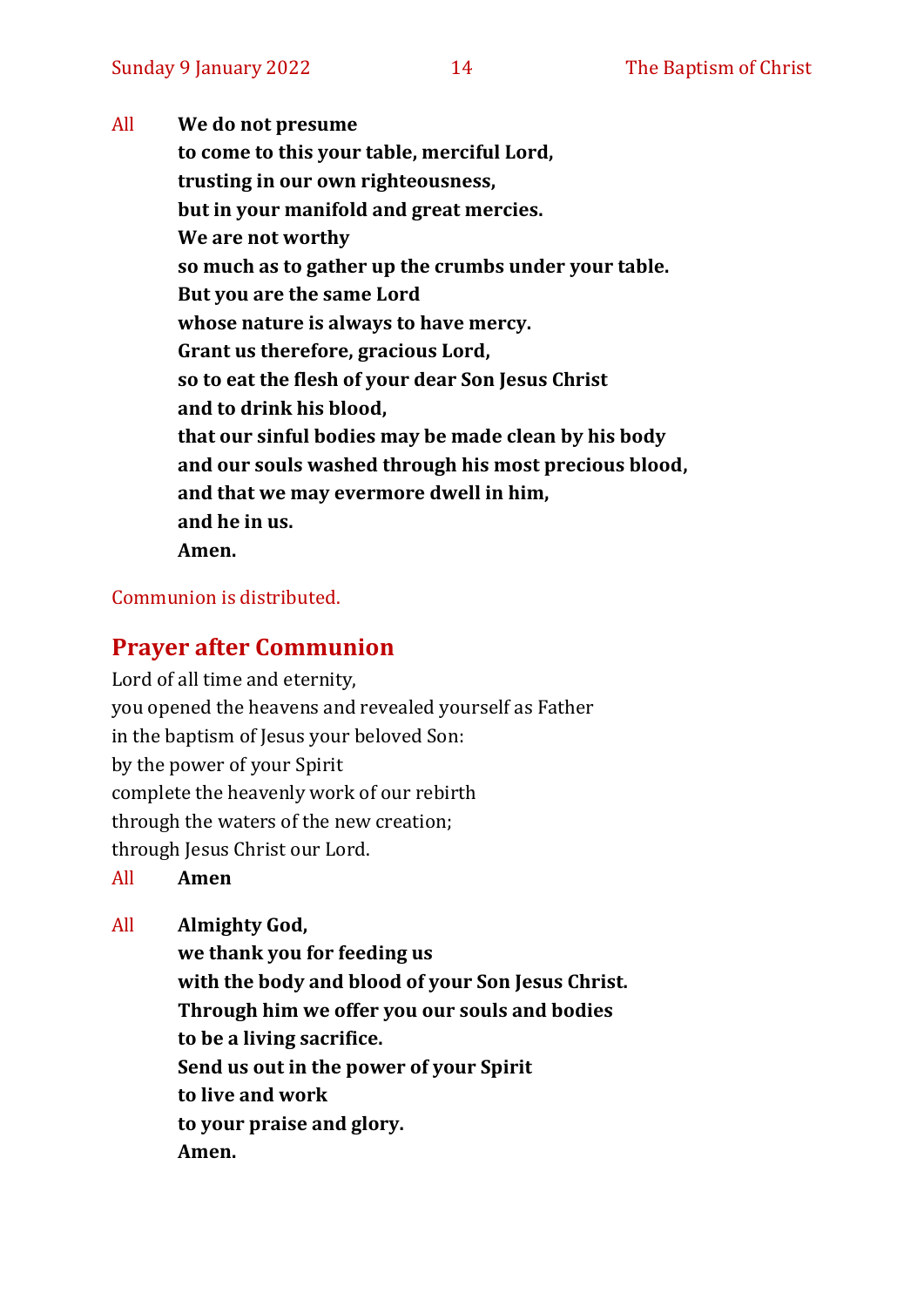All **We do not presume**
**to come to this your table, merciful Lord,**
**trusting in our own righteousness,**
**but in your manifold and great mercies.**
**We are not worthy**
**so much as to gather up the crumbs under your table.**
**But you are the same Lord**
**whose nature is always to have mercy.**
**Grant us therefore, gracious Lord,**
**so to eat the flesh of your dear Son Jesus Christ**
**and to drink his blood,**
**that our sinful bodies may be made clean by his body**
**and our souls washed through his most precious blood,**
**and that we may evermore dwell in him,**
**and he in us.**
**Amen.**

Communion is distributed.

## Prayer after Communion

Lord of all time and eternity,
you opened the heavens and revealed yourself as Father
in the baptism of Jesus your beloved Son:
by the power of your Spirit
complete the heavenly work of our rebirth
through the waters of the new creation;
through Jesus Christ our Lord.

All **Amen**

All **Almighty God,**
**we thank you for feeding us**
**with the body and blood of your Son Jesus Christ.**
**Through him we offer you our souls and bodies**
**to be a living sacrifice.**
**Send us out in the power of your Spirit**
**to live and work**
**to your praise and glory.**
**Amen.**